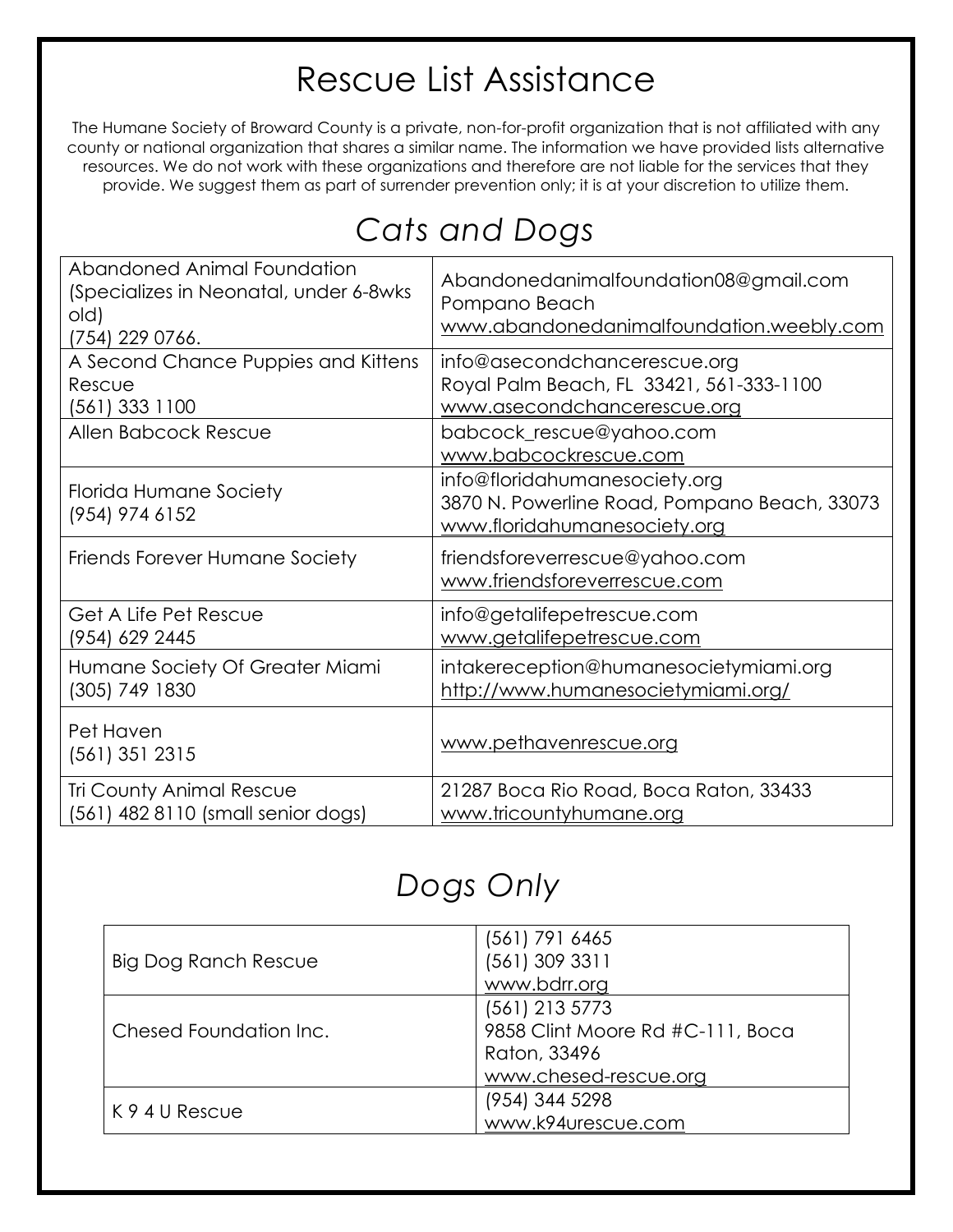# Rescue List Assistance

The Humane Society of Broward County is a private, non-for-profit organization that is not affiliated with any county or national organization that shares a similar name. The information we have provided lists alternative resources. We do not work with these organizations and therefore are not liable for the services that they provide. We suggest them as part of surrender prevention only; it is at your discretion to utilize them.

## *Cats and Dogs*

| | |
|---|---|
| Abandoned Animal Foundation (Specializes in Neonatal, under 6-8wks old) (754) 229 0766. | Abandonedanimalfoundation08@gmail.com Pompano Beach www.abandonedanimalfoundation.weebly.com |
| A Second Chance Puppies and Kittens Rescue (561) 333 1100 | info@asecondchancerescue.org Royal Palm Beach, FL 33421, 561-333-1100 www.asecondchancerescue.org |
| Allen Babcock Rescue | babcock_rescue@yahoo.com www.babcockrescue.com |
| Florida Humane Society (954) 974 6152 | info@floridahumanesociety.org 3870 N. Powerline Road, Pompano Beach, 33073 www.floridahumanesociety.org |
| Friends Forever Humane Society | friendsforeverrescue@yahoo.com www.friendsforeverrescue.com |
| Get A Life Pet Rescue (954) 629 2445 | info@getalifepetrescue.com www.getalifepetrescue.com |
| Humane Society Of Greater Miami (305) 749 1830 | intakereception@humanesocietymiami.org http://www.humanesocietymiami.org/ |
| Pet Haven (561) 351 2315 | www.pethavenrescue.org |
| Tri County Animal Rescue (561) 482 8110 (small senior dogs) | 21287 Boca Rio Road, Boca Raton, 33433 www.tricountyhumane.org |

## *Dogs Only*

| | |
|---|---|
| Big Dog Ranch Rescue | (561) 791 6465 (561) 309 3311 www.bdrr.org |
| Chesed Foundation Inc. | (561) 213 5773 9858 Clint Moore Rd #C-111, Boca Raton, 33496 www.chesed-rescue.org |
| K 9 4 U Rescue | (954) 344 5298 www.k94urescue.com |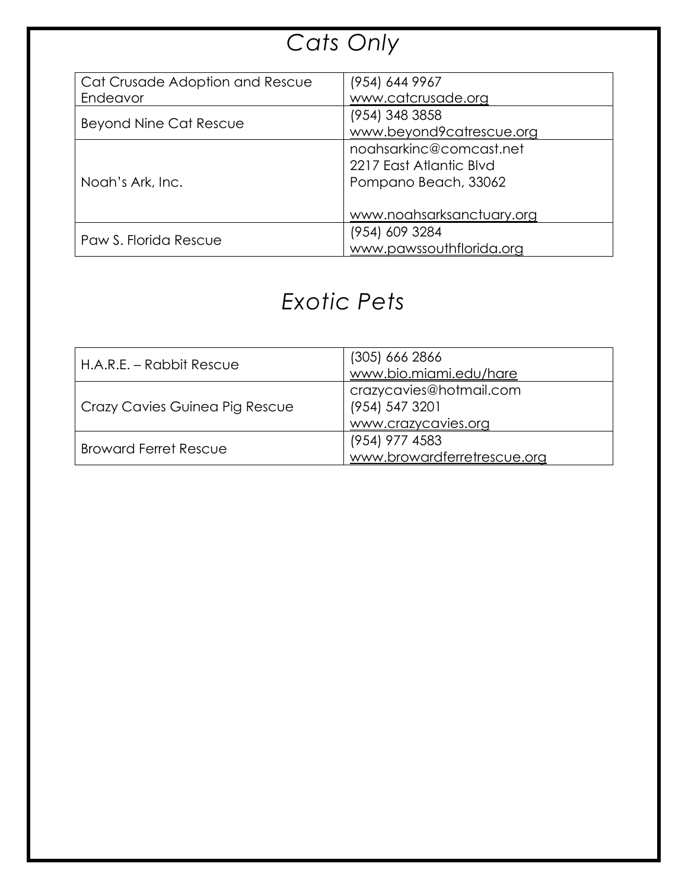# *Cats Only*

| | |
|---|---|
| Cat Crusade Adoption and Rescue Endeavor | (954) 644 9967<br>www.catcrusade.org |
| Beyond Nine Cat Rescue | (954) 348 3858<br>www.beyond9catrescue.org |
| Noah's Ark, Inc. | noahsarkinc@comcast.net<br>2217 East Atlantic Blvd<br>Pompano Beach, 33062<br><br>www.noahsarksanctuary.org |
| Paw S. Florida Rescue | (954) 609 3284<br>www.pawssouthflorida.org |

# *Exotic Pets*

| | |
|---|---|
| H.A.R.E. – Rabbit Rescue | (305) 666 2866<br>www.bio.miami.edu/hare |
| Crazy Cavies Guinea Pig Rescue | crazycavies@hotmail.com<br>(954) 547 3201<br>www.crazycavies.org |
| Broward Ferret Rescue | (954) 977 4583<br>www.browardferretrescue.org |